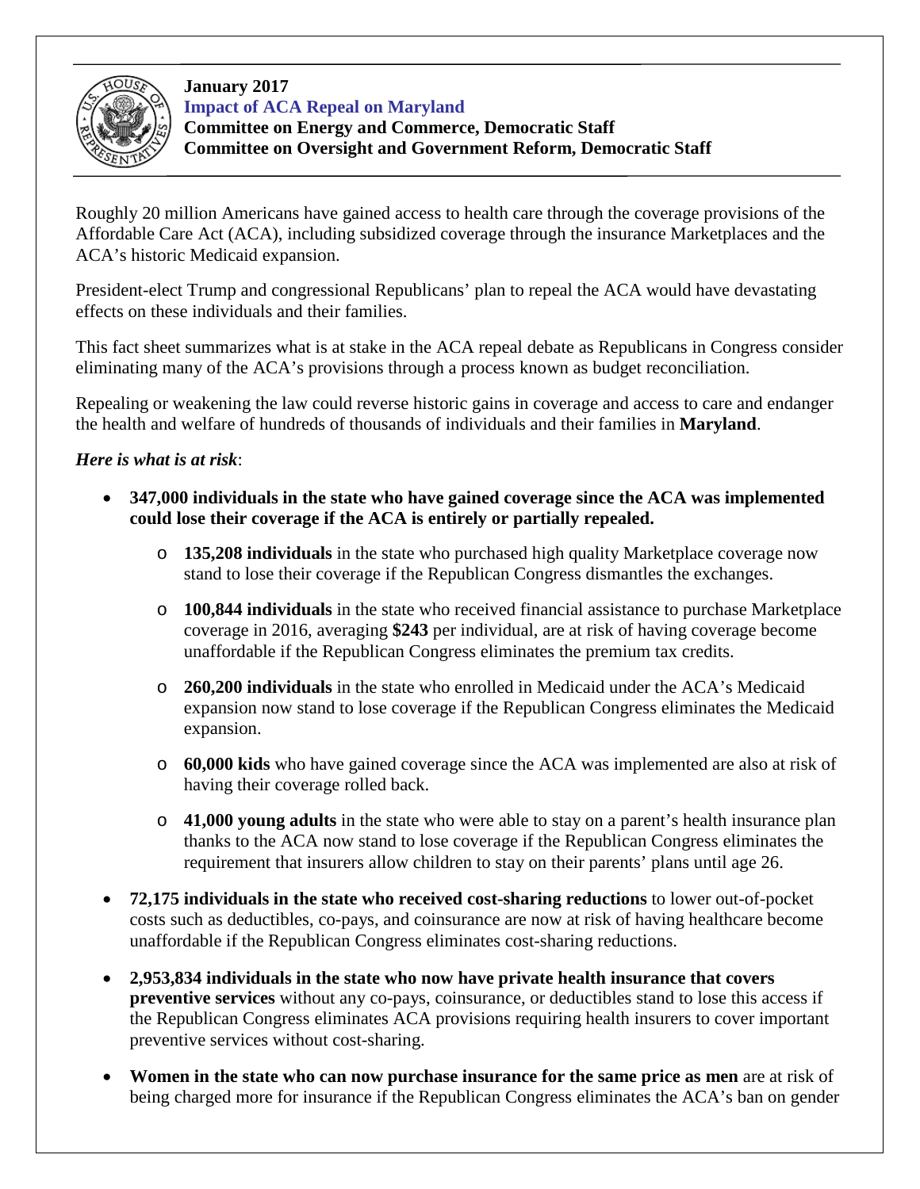**January 2017**

**Impact of ACA Repeal on Maryland**

**Committee on Energy and Commerce, Democratic Staff**

**Committee on Oversight and Government Reform, Democratic Staff**

Roughly 20 million Americans have gained access to health care through the coverage provisions of the Affordable Care Act (ACA), including subsidized coverage through the insurance Marketplaces and the ACA's historic Medicaid expansion.

President-elect Trump and congressional Republicans' plan to repeal the ACA would have devastating effects on these individuals and their families.

This fact sheet summarizes what is at stake in the ACA repeal debate as Republicans in Congress consider eliminating many of the ACA's provisions through a process known as budget reconciliation.

Repealing or weakening the law could reverse historic gains in coverage and access to care and endanger the health and welfare of hundreds of thousands of individuals and their families in **Maryland**.

***Here is what is at risk***:

- **347,000 individuals in the state who have gained coverage since the ACA was implemented could lose their coverage if the ACA is entirely or partially repealed.**
  - **135,208 individuals** in the state who purchased high quality Marketplace coverage now stand to lose their coverage if the Republican Congress dismantles the exchanges.
  - **100,844 individuals** in the state who received financial assistance to purchase Marketplace coverage in 2016, averaging **$243** per individual, are at risk of having coverage become unaffordable if the Republican Congress eliminates the premium tax credits.
  - **260,200 individuals** in the state who enrolled in Medicaid under the ACA's Medicaid expansion now stand to lose coverage if the Republican Congress eliminates the Medicaid expansion.
  - **60,000 kids** who have gained coverage since the ACA was implemented are also at risk of having their coverage rolled back.
  - **41,000 young adults** in the state who were able to stay on a parent's health insurance plan thanks to the ACA now stand to lose coverage if the Republican Congress eliminates the requirement that insurers allow children to stay on their parents' plans until age 26.
- **72,175 individuals in the state who received cost-sharing reductions** to lower out-of-pocket costs such as deductibles, co-pays, and coinsurance are now at risk of having healthcare become unaffordable if the Republican Congress eliminates cost-sharing reductions.
- **2,953,834 individuals in the state who now have private health insurance that covers preventive services** without any co-pays, coinsurance, or deductibles stand to lose this access if the Republican Congress eliminates ACA provisions requiring health insurers to cover important preventive services without cost-sharing.
- **Women in the state who can now purchase insurance for the same price as men** are at risk of being charged more for insurance if the Republican Congress eliminates the ACA's ban on gender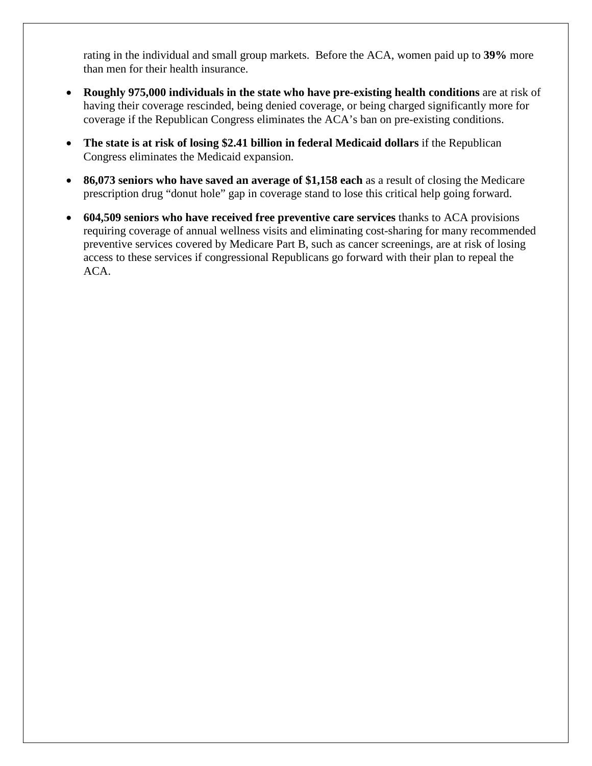rating in the individual and small group markets. Before the ACA, women paid up to **39%** more than men for their health insurance.

- **Roughly 975,000 individuals in the state who have pre-existing health conditions** are at risk of having their coverage rescinded, being denied coverage, or being charged significantly more for coverage if the Republican Congress eliminates the ACA's ban on pre-existing conditions.
- **The state is at risk of losing $2.41 billion in federal Medicaid dollars** if the Republican Congress eliminates the Medicaid expansion.
- **86,073 seniors who have saved an average of $1,158 each** as a result of closing the Medicare prescription drug "donut hole" gap in coverage stand to lose this critical help going forward.
- **604,509 seniors who have received free preventive care services** thanks to ACA provisions requiring coverage of annual wellness visits and eliminating cost-sharing for many recommended preventive services covered by Medicare Part B, such as cancer screenings, are at risk of losing access to these services if congressional Republicans go forward with their plan to repeal the ACA.